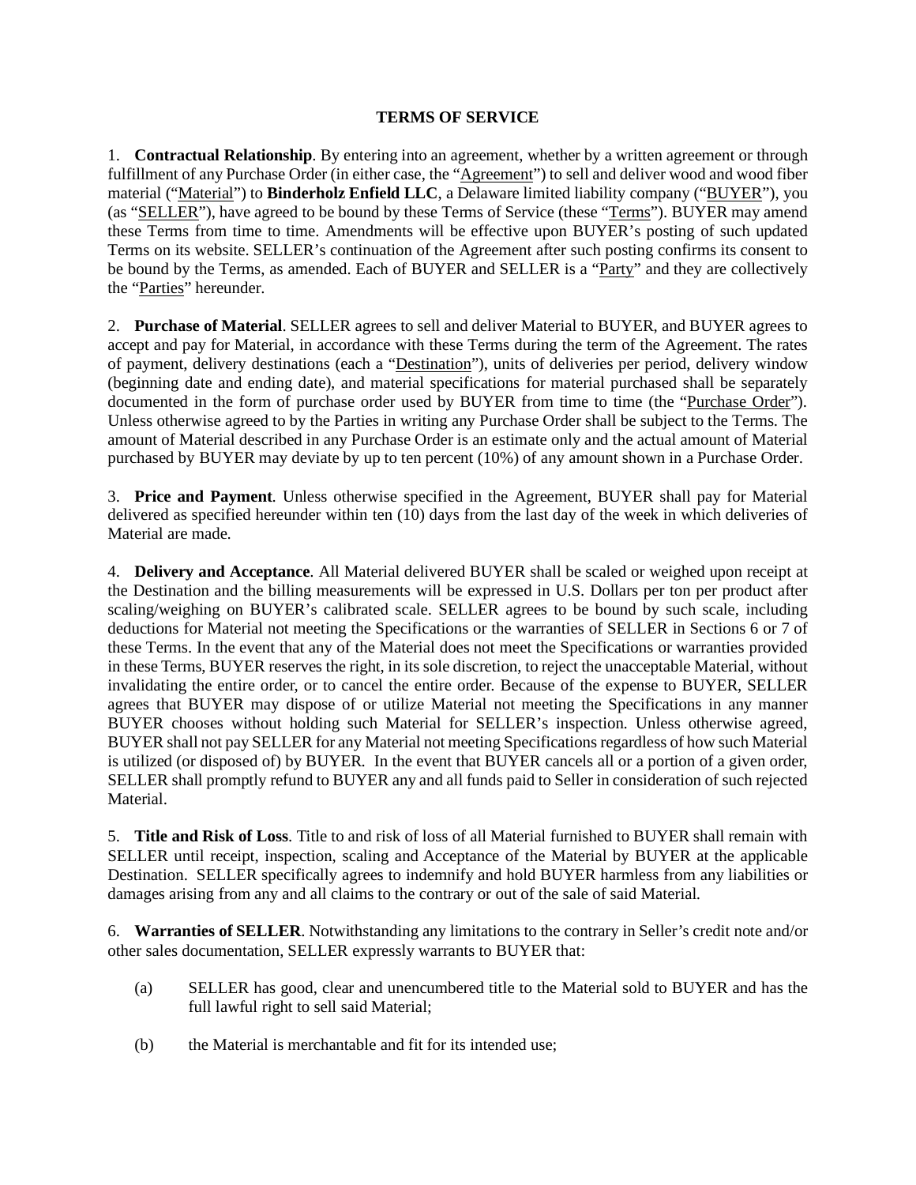# TERMS OF SERVICE

1. **Contractual Relationship**. By entering into an agreement, whether by a written agreement or through fulfillment of any Purchase Order (in either case, the "Agreement") to sell and deliver wood and wood fiber material ("Material") to **Binderholz Enfield LLC**, a Delaware limited liability company ("BUYER"), you (as "SELLER"), have agreed to be bound by these Terms of Service (these "Terms"). BUYER may amend these Terms from time to time. Amendments will be effective upon BUYER's posting of such updated Terms on its website. SELLER's continuation of the Agreement after such posting confirms its consent to be bound by the Terms, as amended. Each of BUYER and SELLER is a "Party" and they are collectively the "Parties" hereunder.

2. **Purchase of Material**. SELLER agrees to sell and deliver Material to BUYER, and BUYER agrees to accept and pay for Material, in accordance with these Terms during the term of the Agreement. The rates of payment, delivery destinations (each a "Destination"), units of deliveries per period, delivery window (beginning date and ending date), and material specifications for material purchased shall be separately documented in the form of purchase order used by BUYER from time to time (the "Purchase Order"). Unless otherwise agreed to by the Parties in writing any Purchase Order shall be subject to the Terms. The amount of Material described in any Purchase Order is an estimate only and the actual amount of Material purchased by BUYER may deviate by up to ten percent (10%) of any amount shown in a Purchase Order.

3. **Price and Payment**. Unless otherwise specified in the Agreement, BUYER shall pay for Material delivered as specified hereunder within ten (10) days from the last day of the week in which deliveries of Material are made.

4. **Delivery and Acceptance**. All Material delivered BUYER shall be scaled or weighed upon receipt at the Destination and the billing measurements will be expressed in U.S. Dollars per ton per product after scaling/weighing on BUYER's calibrated scale. SELLER agrees to be bound by such scale, including deductions for Material not meeting the Specifications or the warranties of SELLER in Sections 6 or 7 of these Terms. In the event that any of the Material does not meet the Specifications or warranties provided in these Terms, BUYER reserves the right, in its sole discretion, to reject the unacceptable Material, without invalidating the entire order, or to cancel the entire order. Because of the expense to BUYER, SELLER agrees that BUYER may dispose of or utilize Material not meeting the Specifications in any manner BUYER chooses without holding such Material for SELLER's inspection. Unless otherwise agreed, BUYER shall not pay SELLER for any Material not meeting Specifications regardless of how such Material is utilized (or disposed of) by BUYER. In the event that BUYER cancels all or a portion of a given order, SELLER shall promptly refund to BUYER any and all funds paid to Seller in consideration of such rejected Material.

5. **Title and Risk of Loss**. Title to and risk of loss of all Material furnished to BUYER shall remain with SELLER until receipt, inspection, scaling and Acceptance of the Material by BUYER at the applicable Destination. SELLER specifically agrees to indemnify and hold BUYER harmless from any liabilities or damages arising from any and all claims to the contrary or out of the sale of said Material.

6. **Warranties of SELLER**. Notwithstanding any limitations to the contrary in Seller's credit note and/or other sales documentation, SELLER expressly warrants to BUYER that:

   (a) SELLER has good, clear and unencumbered title to the Material sold to BUYER and has the full lawful right to sell said Material;

   (b) the Material is merchantable and fit for its intended use;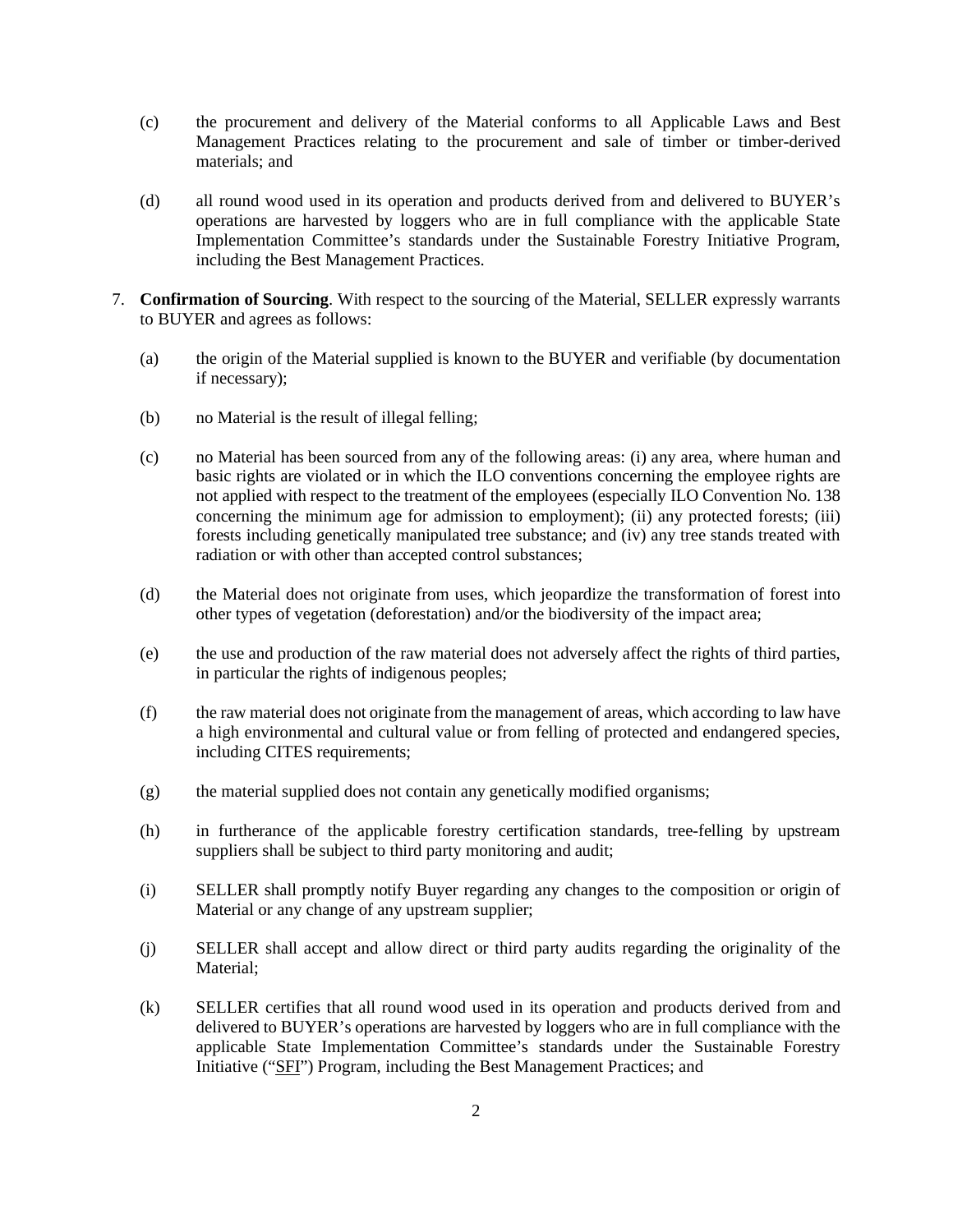(c) the procurement and delivery of the Material conforms to all Applicable Laws and Best Management Practices relating to the procurement and sale of timber or timber-derived materials; and

(d) all round wood used in its operation and products derived from and delivered to BUYER's operations are harvested by loggers who are in full compliance with the applicable State Implementation Committee's standards under the Sustainable Forestry Initiative Program, including the Best Management Practices.

7. **Confirmation of Sourcing**. With respect to the sourcing of the Material, SELLER expressly warrants to BUYER and agrees as follows:

   (a) the origin of the Material supplied is known to the BUYER and verifiable (by documentation if necessary);

   (b) no Material is the result of illegal felling;

   (c) no Material has been sourced from any of the following areas: (i) any area, where human and basic rights are violated or in which the ILO conventions concerning the employee rights are not applied with respect to the treatment of the employees (especially ILO Convention No. 138 concerning the minimum age for admission to employment); (ii) any protected forests; (iii) forests including genetically manipulated tree substance; and (iv) any tree stands treated with radiation or with other than accepted control substances;

   (d) the Material does not originate from uses, which jeopardize the transformation of forest into other types of vegetation (deforestation) and/or the biodiversity of the impact area;

   (e) the use and production of the raw material does not adversely affect the rights of third parties, in particular the rights of indigenous peoples;

   (f) the raw material does not originate from the management of areas, which according to law have a high environmental and cultural value or from felling of protected and endangered species, including CITES requirements;

   (g) the material supplied does not contain any genetically modified organisms;

   (h) in furtherance of the applicable forestry certification standards, tree-felling by upstream suppliers shall be subject to third party monitoring and audit;

   (i) SELLER shall promptly notify Buyer regarding any changes to the composition or origin of Material or any change of any upstream supplier;

   (j) SELLER shall accept and allow direct or third party audits regarding the originality of the Material;

   (k) SELLER certifies that all round wood used in its operation and products derived from and delivered to BUYER's operations are harvested by loggers who are in full compliance with the applicable State Implementation Committee's standards under the Sustainable Forestry Initiative ("SFI") Program, including the Best Management Practices; and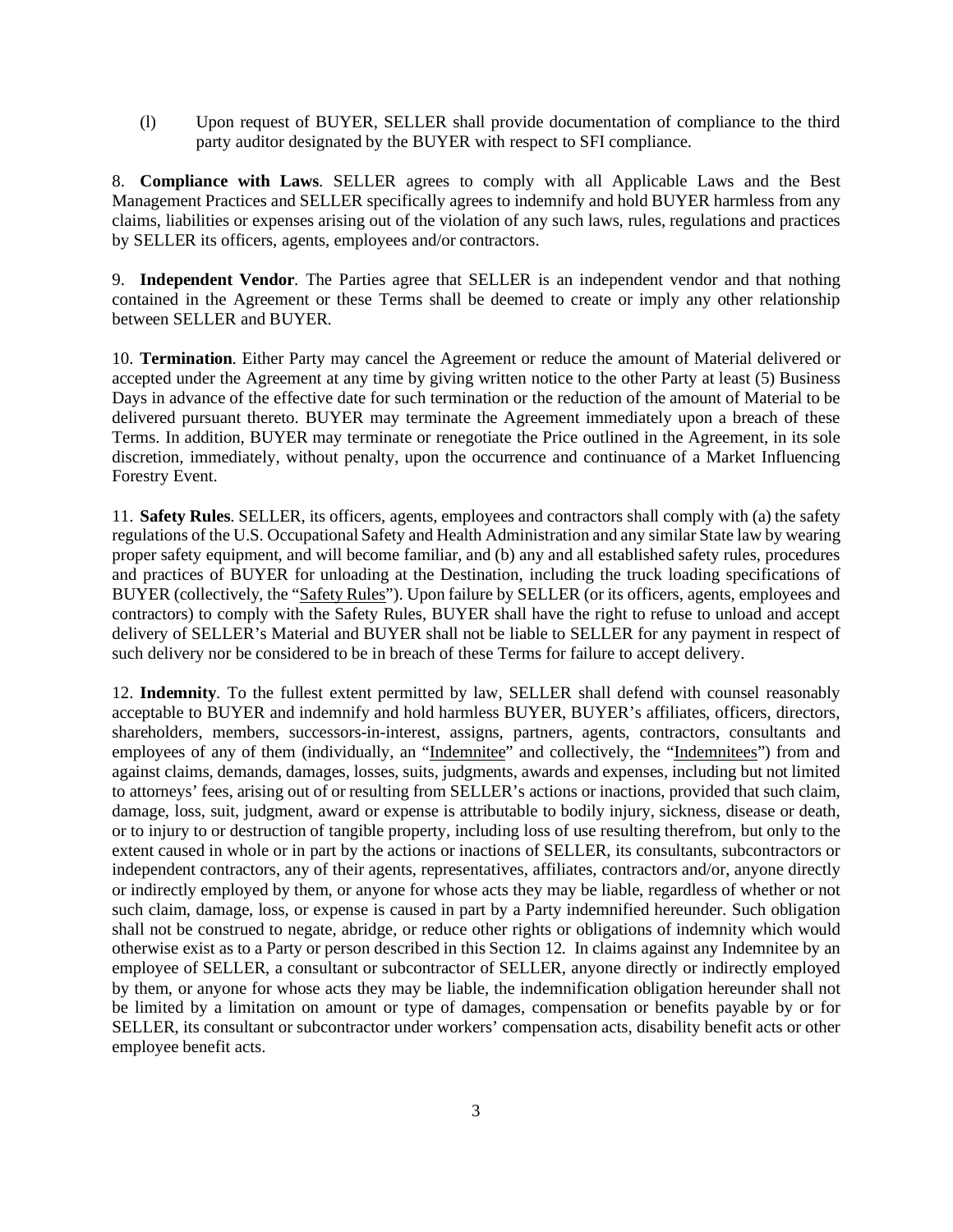(l) Upon request of BUYER, SELLER shall provide documentation of compliance to the third party auditor designated by the BUYER with respect to SFI compliance.

8. **Compliance with Laws**. SELLER agrees to comply with all Applicable Laws and the Best Management Practices and SELLER specifically agrees to indemnify and hold BUYER harmless from any claims, liabilities or expenses arising out of the violation of any such laws, rules, regulations and practices by SELLER its officers, agents, employees and/or contractors.

9. **Independent Vendor**. The Parties agree that SELLER is an independent vendor and that nothing contained in the Agreement or these Terms shall be deemed to create or imply any other relationship between SELLER and BUYER.

10. **Termination**. Either Party may cancel the Agreement or reduce the amount of Material delivered or accepted under the Agreement at any time by giving written notice to the other Party at least (5) Business Days in advance of the effective date for such termination or the reduction of the amount of Material to be delivered pursuant thereto. BUYER may terminate the Agreement immediately upon a breach of these Terms. In addition, BUYER may terminate or renegotiate the Price outlined in the Agreement, in its sole discretion, immediately, without penalty, upon the occurrence and continuance of a Market Influencing Forestry Event.

11. **Safety Rules**. SELLER, its officers, agents, employees and contractors shall comply with (a) the safety regulations of the U.S. Occupational Safety and Health Administration and any similar State law by wearing proper safety equipment, and will become familiar, and (b) any and all established safety rules, procedures and practices of BUYER for unloading at the Destination, including the truck loading specifications of BUYER (collectively, the "Safety Rules"). Upon failure by SELLER (or its officers, agents, employees and contractors) to comply with the Safety Rules, BUYER shall have the right to refuse to unload and accept delivery of SELLER's Material and BUYER shall not be liable to SELLER for any payment in respect of such delivery nor be considered to be in breach of these Terms for failure to accept delivery.

12. **Indemnity**. To the fullest extent permitted by law, SELLER shall defend with counsel reasonably acceptable to BUYER and indemnify and hold harmless BUYER, BUYER's affiliates, officers, directors, shareholders, members, successors-in-interest, assigns, partners, agents, contractors, consultants and employees of any of them (individually, an "Indemnitee" and collectively, the "Indemnitees") from and against claims, demands, damages, losses, suits, judgments, awards and expenses, including but not limited to attorneys' fees, arising out of or resulting from SELLER's actions or inactions, provided that such claim, damage, loss, suit, judgment, award or expense is attributable to bodily injury, sickness, disease or death, or to injury to or destruction of tangible property, including loss of use resulting therefrom, but only to the extent caused in whole or in part by the actions or inactions of SELLER, its consultants, subcontractors or independent contractors, any of their agents, representatives, affiliates, contractors and/or, anyone directly or indirectly employed by them, or anyone for whose acts they may be liable, regardless of whether or not such claim, damage, loss, or expense is caused in part by a Party indemnified hereunder. Such obligation shall not be construed to negate, abridge, or reduce other rights or obligations of indemnity which would otherwise exist as to a Party or person described in this Section 12. In claims against any Indemnitee by an employee of SELLER, a consultant or subcontractor of SELLER, anyone directly or indirectly employed by them, or anyone for whose acts they may be liable, the indemnification obligation hereunder shall not be limited by a limitation on amount or type of damages, compensation or benefits payable by or for SELLER, its consultant or subcontractor under workers' compensation acts, disability benefit acts or other employee benefit acts.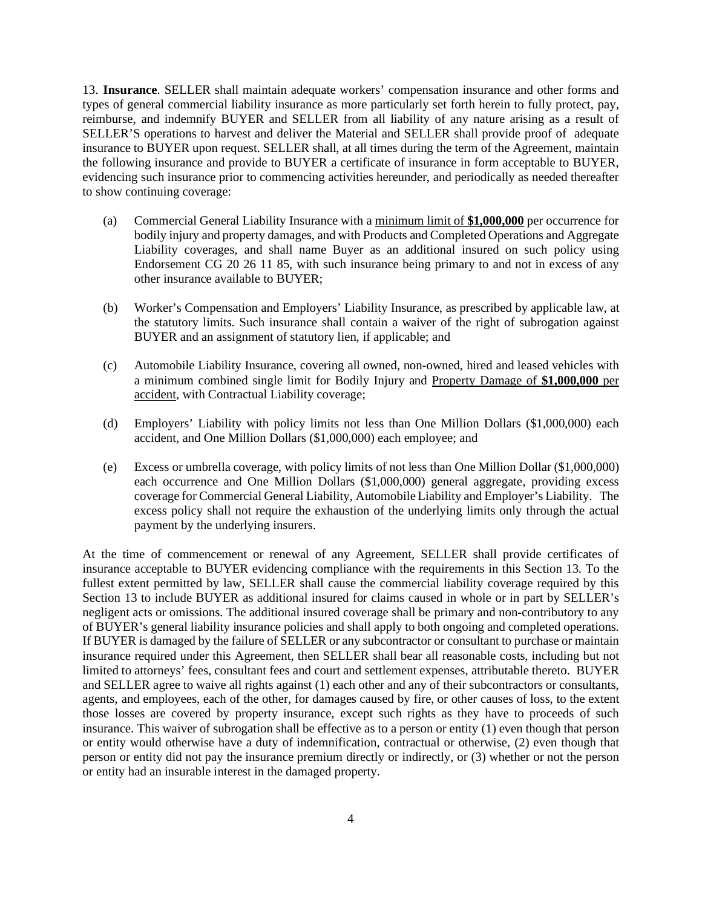13. **Insurance**. SELLER shall maintain adequate workers' compensation insurance and other forms and types of general commercial liability insurance as more particularly set forth herein to fully protect, pay, reimburse, and indemnify BUYER and SELLER from all liability of any nature arising as a result of SELLER'S operations to harvest and deliver the Material and SELLER shall provide proof of adequate insurance to BUYER upon request. SELLER shall, at all times during the term of the Agreement, maintain the following insurance and provide to BUYER a certificate of insurance in form acceptable to BUYER, evidencing such insurance prior to commencing activities hereunder, and periodically as needed thereafter to show continuing coverage:

(a) Commercial General Liability Insurance with a <u>minimum limit of **$1,000,000**</u> per occurrence for bodily injury and property damages, and with Products and Completed Operations and Aggregate Liability coverages, and shall name Buyer as an additional insured on such policy using Endorsement CG 20 26 11 85, with such insurance being primary to and not in excess of any other insurance available to BUYER;

(b) Worker's Compensation and Employers' Liability Insurance, as prescribed by applicable law, at the statutory limits. Such insurance shall contain a waiver of the right of subrogation against BUYER and an assignment of statutory lien, if applicable; and

(c) Automobile Liability Insurance, covering all owned, non-owned, hired and leased vehicles with a minimum combined single limit for Bodily Injury and <u>Property Damage of **$1,000,000** per accident</u>, with Contractual Liability coverage;

(d) Employers' Liability with policy limits not less than One Million Dollars ($1,000,000) each accident, and One Million Dollars ($1,000,000) each employee; and

(e) Excess or umbrella coverage, with policy limits of not less than One Million Dollar ($1,000,000) each occurrence and One Million Dollars ($1,000,000) general aggregate, providing excess coverage for Commercial General Liability, Automobile Liability and Employer's Liability. The excess policy shall not require the exhaustion of the underlying limits only through the actual payment by the underlying insurers.

At the time of commencement or renewal of any Agreement, SELLER shall provide certificates of insurance acceptable to BUYER evidencing compliance with the requirements in this Section 13. To the fullest extent permitted by law, SELLER shall cause the commercial liability coverage required by this Section 13 to include BUYER as additional insured for claims caused in whole or in part by SELLER's negligent acts or omissions. The additional insured coverage shall be primary and non-contributory to any of BUYER's general liability insurance policies and shall apply to both ongoing and completed operations. If BUYER is damaged by the failure of SELLER or any subcontractor or consultant to purchase or maintain insurance required under this Agreement, then SELLER shall bear all reasonable costs, including but not limited to attorneys' fees, consultant fees and court and settlement expenses, attributable thereto. BUYER and SELLER agree to waive all rights against (1) each other and any of their subcontractors or consultants, agents, and employees, each of the other, for damages caused by fire, or other causes of loss, to the extent those losses are covered by property insurance, except such rights as they have to proceeds of such insurance. This waiver of subrogation shall be effective as to a person or entity (1) even though that person or entity would otherwise have a duty of indemnification, contractual or otherwise, (2) even though that person or entity did not pay the insurance premium directly or indirectly, or (3) whether or not the person or entity had an insurable interest in the damaged property.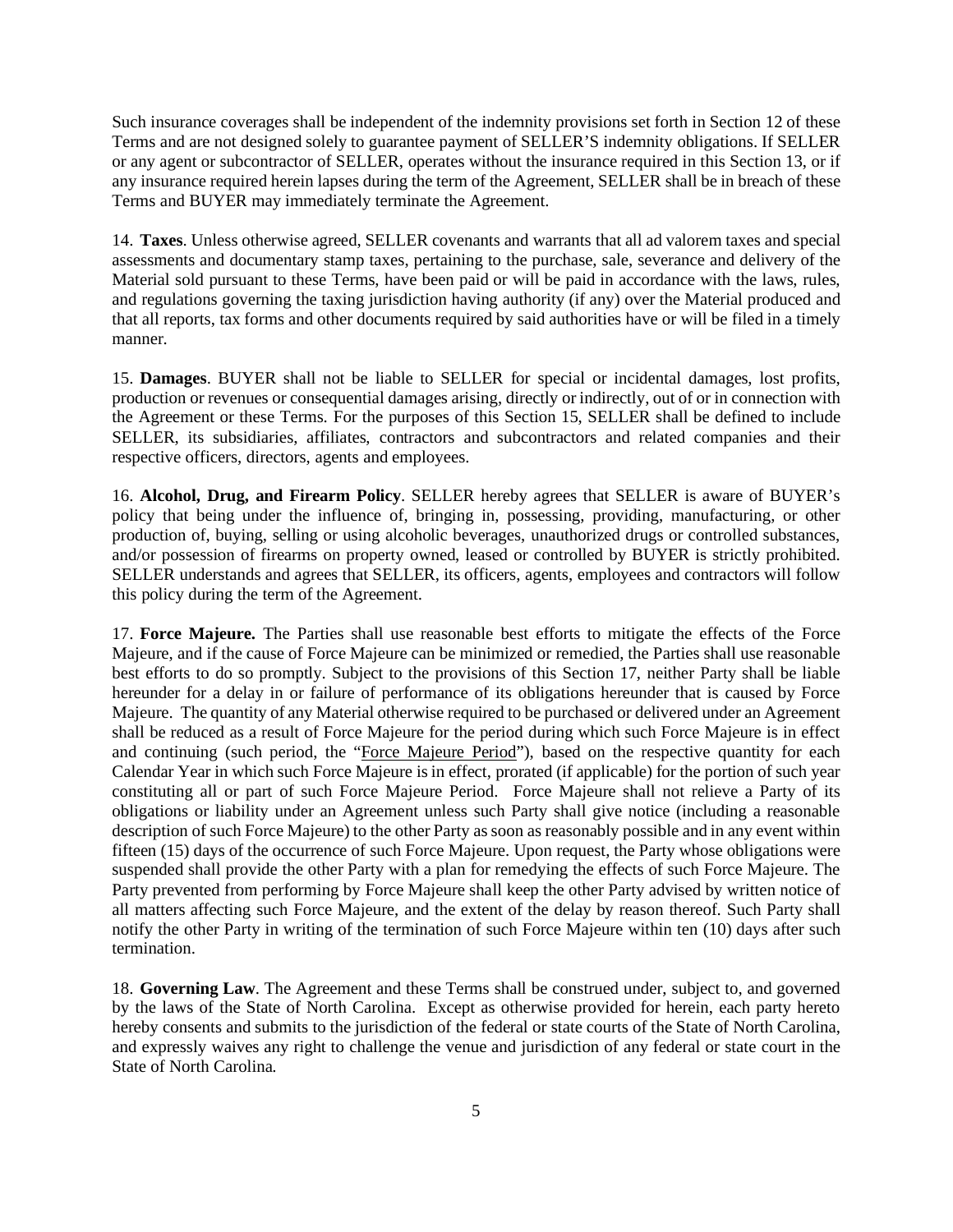Such insurance coverages shall be independent of the indemnity provisions set forth in Section 12 of these Terms and are not designed solely to guarantee payment of SELLER'S indemnity obligations. If SELLER or any agent or subcontractor of SELLER, operates without the insurance required in this Section 13, or if any insurance required herein lapses during the term of the Agreement, SELLER shall be in breach of these Terms and BUYER may immediately terminate the Agreement.

14. **Taxes**. Unless otherwise agreed, SELLER covenants and warrants that all ad valorem taxes and special assessments and documentary stamp taxes, pertaining to the purchase, sale, severance and delivery of the Material sold pursuant to these Terms, have been paid or will be paid in accordance with the laws, rules, and regulations governing the taxing jurisdiction having authority (if any) over the Material produced and that all reports, tax forms and other documents required by said authorities have or will be filed in a timely manner.

15. **Damages**. BUYER shall not be liable to SELLER for special or incidental damages, lost profits, production or revenues or consequential damages arising, directly or indirectly, out of or in connection with the Agreement or these Terms. For the purposes of this Section 15, SELLER shall be defined to include SELLER, its subsidiaries, affiliates, contractors and subcontractors and related companies and their respective officers, directors, agents and employees.

16. **Alcohol, Drug, and Firearm Policy**. SELLER hereby agrees that SELLER is aware of BUYER's policy that being under the influence of, bringing in, possessing, providing, manufacturing, or other production of, buying, selling or using alcoholic beverages, unauthorized drugs or controlled substances, and/or possession of firearms on property owned, leased or controlled by BUYER is strictly prohibited. SELLER understands and agrees that SELLER, its officers, agents, employees and contractors will follow this policy during the term of the Agreement.

17. **Force Majeure.** The Parties shall use reasonable best efforts to mitigate the effects of the Force Majeure, and if the cause of Force Majeure can be minimized or remedied, the Parties shall use reasonable best efforts to do so promptly. Subject to the provisions of this Section 17, neither Party shall be liable hereunder for a delay in or failure of performance of its obligations hereunder that is caused by Force Majeure. The quantity of any Material otherwise required to be purchased or delivered under an Agreement shall be reduced as a result of Force Majeure for the period during which such Force Majeure is in effect and continuing (such period, the "Force Majeure Period"), based on the respective quantity for each Calendar Year in which such Force Majeure is in effect, prorated (if applicable) for the portion of such year constituting all or part of such Force Majeure Period. Force Majeure shall not relieve a Party of its obligations or liability under an Agreement unless such Party shall give notice (including a reasonable description of such Force Majeure) to the other Party as soon as reasonably possible and in any event within fifteen (15) days of the occurrence of such Force Majeure. Upon request, the Party whose obligations were suspended shall provide the other Party with a plan for remedying the effects of such Force Majeure. The Party prevented from performing by Force Majeure shall keep the other Party advised by written notice of all matters affecting such Force Majeure, and the extent of the delay by reason thereof. Such Party shall notify the other Party in writing of the termination of such Force Majeure within ten (10) days after such termination.

18. **Governing Law**. The Agreement and these Terms shall be construed under, subject to, and governed by the laws of the State of North Carolina. Except as otherwise provided for herein, each party hereto hereby consents and submits to the jurisdiction of the federal or state courts of the State of North Carolina, and expressly waives any right to challenge the venue and jurisdiction of any federal or state court in the State of North Carolina.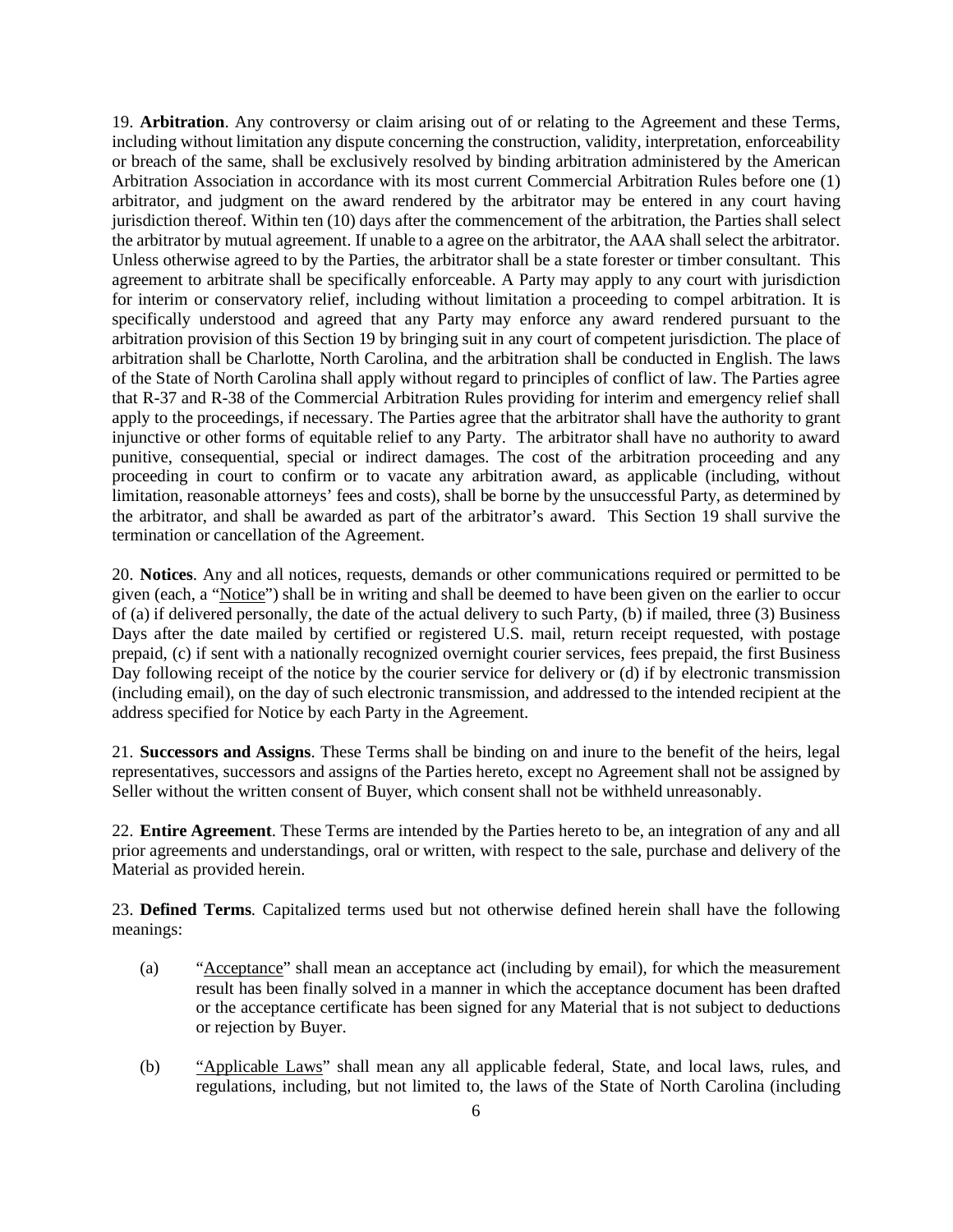19. **Arbitration**. Any controversy or claim arising out of or relating to the Agreement and these Terms, including without limitation any dispute concerning the construction, validity, interpretation, enforceability or breach of the same, shall be exclusively resolved by binding arbitration administered by the American Arbitration Association in accordance with its most current Commercial Arbitration Rules before one (1) arbitrator, and judgment on the award rendered by the arbitrator may be entered in any court having jurisdiction thereof. Within ten (10) days after the commencement of the arbitration, the Parties shall select the arbitrator by mutual agreement. If unable to a agree on the arbitrator, the AAA shall select the arbitrator. Unless otherwise agreed to by the Parties, the arbitrator shall be a state forester or timber consultant. This agreement to arbitrate shall be specifically enforceable. A Party may apply to any court with jurisdiction for interim or conservatory relief, including without limitation a proceeding to compel arbitration. It is specifically understood and agreed that any Party may enforce any award rendered pursuant to the arbitration provision of this Section 19 by bringing suit in any court of competent jurisdiction. The place of arbitration shall be Charlotte, North Carolina, and the arbitration shall be conducted in English. The laws of the State of North Carolina shall apply without regard to principles of conflict of law. The Parties agree that R-37 and R-38 of the Commercial Arbitration Rules providing for interim and emergency relief shall apply to the proceedings, if necessary. The Parties agree that the arbitrator shall have the authority to grant injunctive or other forms of equitable relief to any Party. The arbitrator shall have no authority to award punitive, consequential, special or indirect damages. The cost of the arbitration proceeding and any proceeding in court to confirm or to vacate any arbitration award, as applicable (including, without limitation, reasonable attorneys' fees and costs), shall be borne by the unsuccessful Party, as determined by the arbitrator, and shall be awarded as part of the arbitrator's award. This Section 19 shall survive the termination or cancellation of the Agreement.

20. **Notices**. Any and all notices, requests, demands or other communications required or permitted to be given (each, a "Notice") shall be in writing and shall be deemed to have been given on the earlier to occur of (a) if delivered personally, the date of the actual delivery to such Party, (b) if mailed, three (3) Business Days after the date mailed by certified or registered U.S. mail, return receipt requested, with postage prepaid, (c) if sent with a nationally recognized overnight courier services, fees prepaid, the first Business Day following receipt of the notice by the courier service for delivery or (d) if by electronic transmission (including email), on the day of such electronic transmission, and addressed to the intended recipient at the address specified for Notice by each Party in the Agreement.

21. **Successors and Assigns**. These Terms shall be binding on and inure to the benefit of the heirs, legal representatives, successors and assigns of the Parties hereto, except no Agreement shall not be assigned by Seller without the written consent of Buyer, which consent shall not be withheld unreasonably.

22. **Entire Agreement**. These Terms are intended by the Parties hereto to be, an integration of any and all prior agreements and understandings, oral or written, with respect to the sale, purchase and delivery of the Material as provided herein.

23. **Defined Terms**. Capitalized terms used but not otherwise defined herein shall have the following meanings:

(a) "Acceptance" shall mean an acceptance act (including by email), for which the measurement result has been finally solved in a manner in which the acceptance document has been drafted or the acceptance certificate has been signed for any Material that is not subject to deductions or rejection by Buyer.

(b) "Applicable Laws" shall mean any all applicable federal, State, and local laws, rules, and regulations, including, but not limited to, the laws of the State of North Carolina (including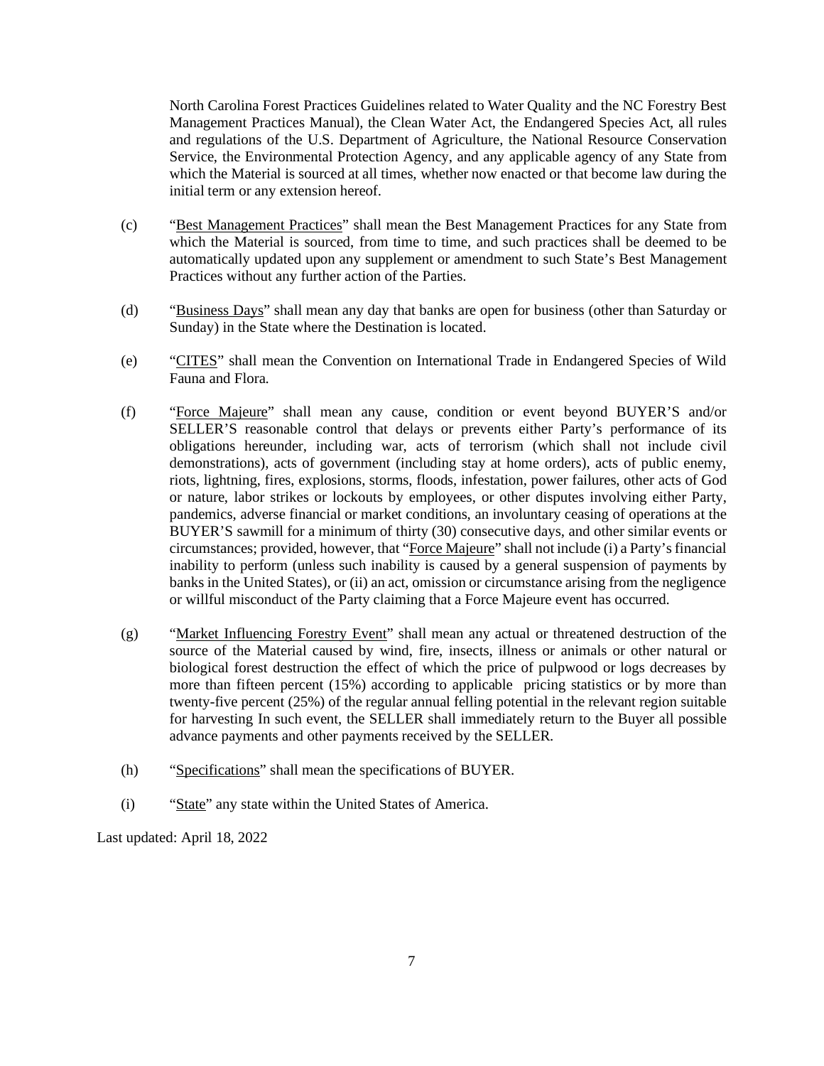North Carolina Forest Practices Guidelines related to Water Quality and the NC Forestry Best Management Practices Manual), the Clean Water Act, the Endangered Species Act, all rules and regulations of the U.S. Department of Agriculture, the National Resource Conservation Service, the Environmental Protection Agency, and any applicable agency of any State from which the Material is sourced at all times, whether now enacted or that become law during the initial term or any extension hereof.

(c) "Best Management Practices" shall mean the Best Management Practices for any State from which the Material is sourced, from time to time, and such practices shall be deemed to be automatically updated upon any supplement or amendment to such State's Best Management Practices without any further action of the Parties.

(d) "Business Days" shall mean any day that banks are open for business (other than Saturday or Sunday) in the State where the Destination is located.

(e) "CITES" shall mean the Convention on International Trade in Endangered Species of Wild Fauna and Flora.

(f) "Force Majeure" shall mean any cause, condition or event beyond BUYER'S and/or SELLER'S reasonable control that delays or prevents either Party's performance of its obligations hereunder, including war, acts of terrorism (which shall not include civil demonstrations), acts of government (including stay at home orders), acts of public enemy, riots, lightning, fires, explosions, storms, floods, infestation, power failures, other acts of God or nature, labor strikes or lockouts by employees, or other disputes involving either Party, pandemics, adverse financial or market conditions, an involuntary ceasing of operations at the BUYER'S sawmill for a minimum of thirty (30) consecutive days, and other similar events or circumstances; provided, however, that "Force Majeure" shall not include (i) a Party's financial inability to perform (unless such inability is caused by a general suspension of payments by banks in the United States), or (ii) an act, omission or circumstance arising from the negligence or willful misconduct of the Party claiming that a Force Majeure event has occurred.

(g) "Market Influencing Forestry Event" shall mean any actual or threatened destruction of the source of the Material caused by wind, fire, insects, illness or animals or other natural or biological forest destruction the effect of which the price of pulpwood or logs decreases by more than fifteen percent (15%) according to applicable pricing statistics or by more than twenty-five percent (25%) of the regular annual felling potential in the relevant region suitable for harvesting In such event, the SELLER shall immediately return to the Buyer all possible advance payments and other payments received by the SELLER.

(h) "Specifications" shall mean the specifications of BUYER.

(i) "State" any state within the United States of America.

Last updated: April 18, 2022